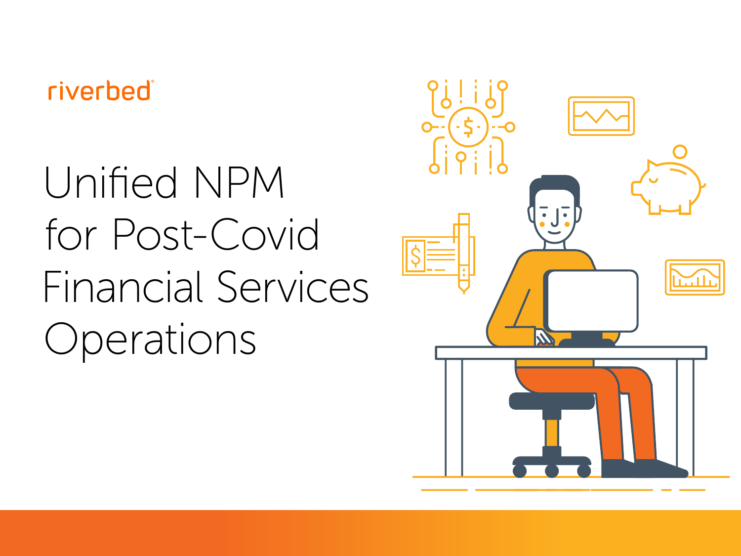riverbed

# Unified NPM for Post-Covid Financial Services Operations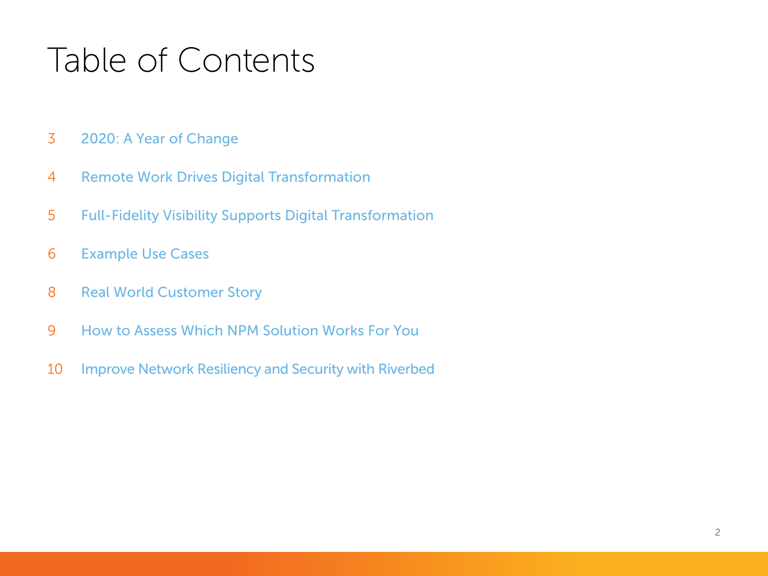# Table of Contents

3 2020: A Year of Change

4 Remote Work Drives Digital Transformation

5 Full-Fidelity Visibility Supports Digital Transformation

6 Example Use Cases

8 Real World Customer Story

9 How to Assess Which NPM Solution Works For You

10 Improve Network Resiliency and Security with Riverbed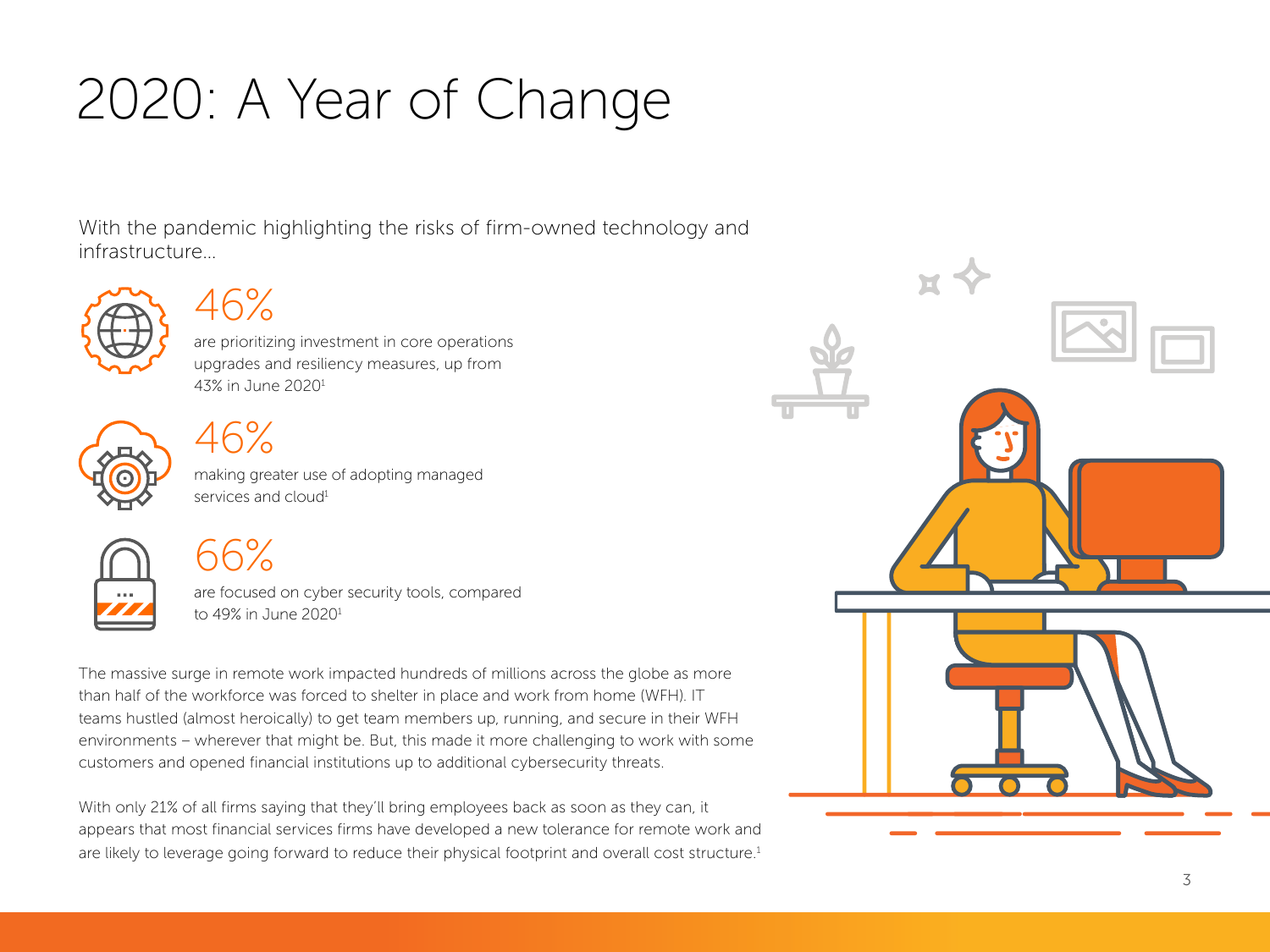# 2020: A Year of Change

With the pandemic highlighting the risks of firm-owned technology and infrastructure...

## 46%

are prioritizing investment in core operations upgrades and resiliency measures, up from 43% in June 2020[1]

## 46%

making greater use of adopting managed services and cloud[1]

## 66%

are focused on cyber security tools, compared to 49% in June 2020[1]

The massive surge in remote work impacted hundreds of millions across the globe as more than half of the workforce was forced to shelter in place and work from home (WFH). IT teams hustled (almost heroically) to get team members up, running, and secure in their WFH environments – wherever that might be. But, this made it more challenging to work with some customers and opened financial institutions up to additional cybersecurity threats.

With only 21% of all firms saying that they'll bring employees back as soon as they can, it appears that most financial services firms have developed a new tolerance for remote work and are likely to leverage going forward to reduce their physical footprint and overall cost structure.[1]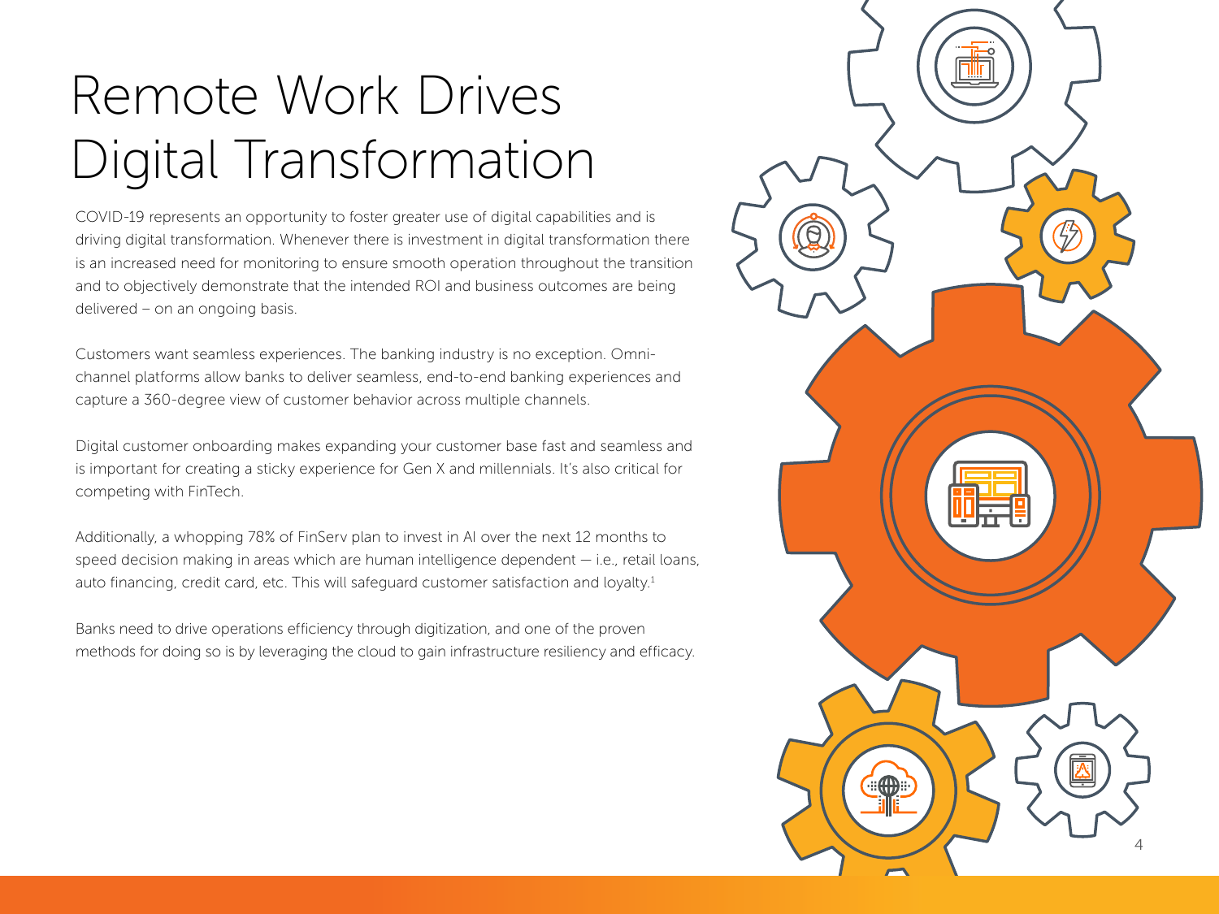# Remote Work Drives Digital Transformation

COVID-19 represents an opportunity to foster greater use of digital capabilities and is driving digital transformation. Whenever there is investment in digital transformation there is an increased need for monitoring to ensure smooth operation throughout the transition and to objectively demonstrate that the intended ROI and business outcomes are being delivered – on an ongoing basis.

Customers want seamless experiences. The banking industry is no exception. Omni-channel platforms allow banks to deliver seamless, end-to-end banking experiences and capture a 360-degree view of customer behavior across multiple channels.

Digital customer onboarding makes expanding your customer base fast and seamless and is important for creating a sticky experience for Gen X and millennials. It's also critical for competing with FinTech.

Additionally, a whopping 78% of FinServ plan to invest in AI over the next 12 months to speed decision making in areas which are human intelligence dependent — i.e., retail loans, auto financing, credit card, etc. This will safeguard customer satisfaction and loyalty.[1]

Banks need to drive operations efficiency through digitization, and one of the proven methods for doing so is by leveraging the cloud to gain infrastructure resiliency and efficacy.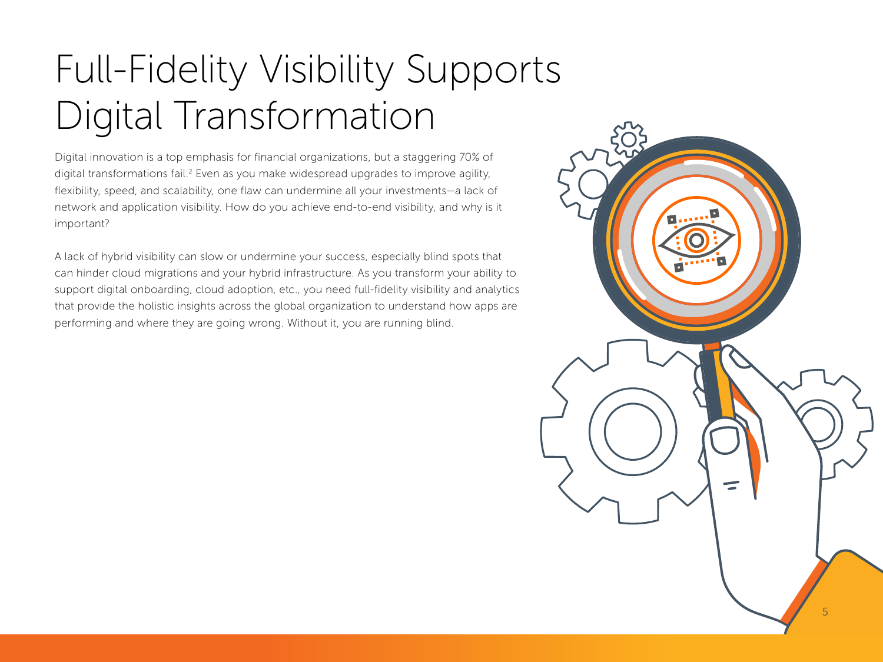# Full-Fidelity Visibility Supports Digital Transformation

Digital innovation is a top emphasis for financial organizations, but a staggering 70% of digital transformations fail.[2] Even as you make widespread upgrades to improve agility, flexibility, speed, and scalability, one flaw can undermine all your investments—a lack of network and application visibility. How do you achieve end-to-end visibility, and why is it important?

A lack of hybrid visibility can slow or undermine your success, especially blind spots that can hinder cloud migrations and your hybrid infrastructure. As you transform your ability to support digital onboarding, cloud adoption, etc., you need full-fidelity visibility and analytics that provide the holistic insights across the global organization to understand how apps are performing and where they are going wrong. Without it, you are running blind.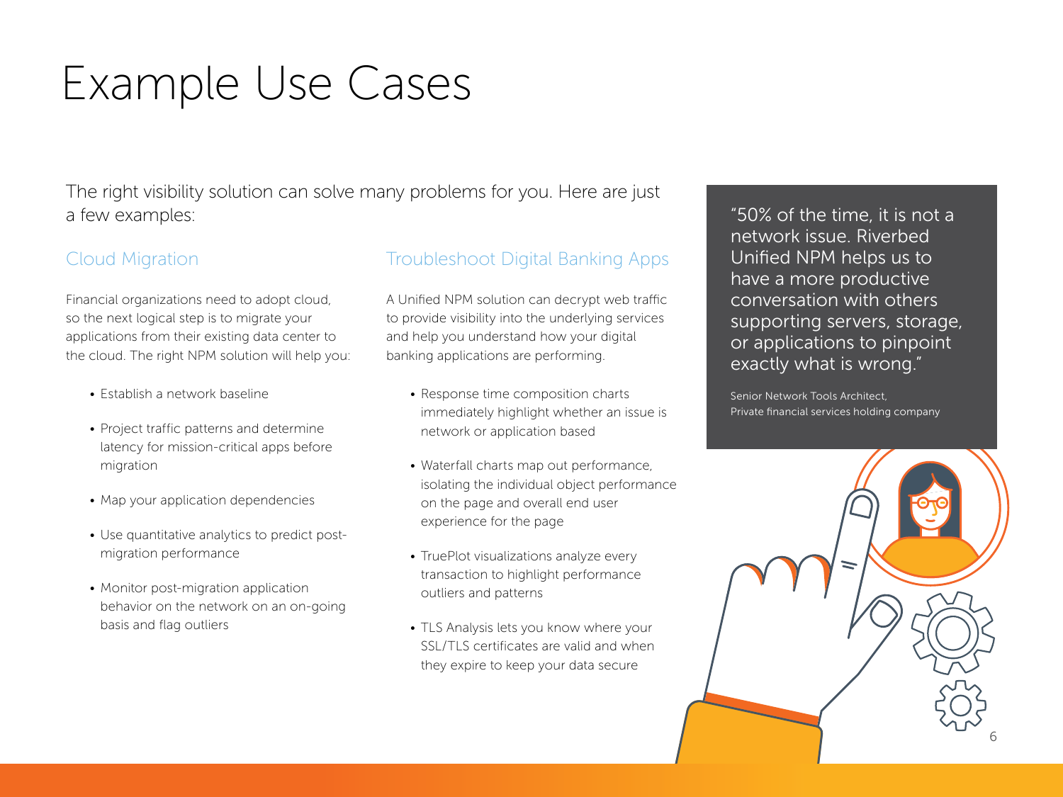# Example Use Cases

The right visibility solution can solve many problems for you. Here are just a few examples:

## Cloud Migration

Financial organizations need to adopt cloud, so the next logical step is to migrate your applications from their existing data center to the cloud. The right NPM solution will help you:

- Establish a network baseline
- Project traffic patterns and determine latency for mission-critical apps before migration
- Map your application dependencies
- Use quantitative analytics to predict post-migration performance
- Monitor post-migration application behavior on the network on an on-going basis and flag outliers

## Troubleshoot Digital Banking Apps

A Unified NPM solution can decrypt web traffic to provide visibility into the underlying services and help you understand how your digital banking applications are performing.

- Response time composition charts immediately highlight whether an issue is network or application based
- Waterfall charts map out performance, isolating the individual object performance on the page and overall end user experience for the page
- TruePlot visualizations analyze every transaction to highlight performance outliers and patterns
- TLS Analysis lets you know where your SSL/TLS certificates are valid and when they expire to keep your data secure

> "50% of the time, it is not a network issue. Riverbed Unified NPM helps us to have a more productive conversation with others supporting servers, storage, or applications to pinpoint exactly what is wrong."
>
> Senior Network Tools Architect,
> Private financial services holding company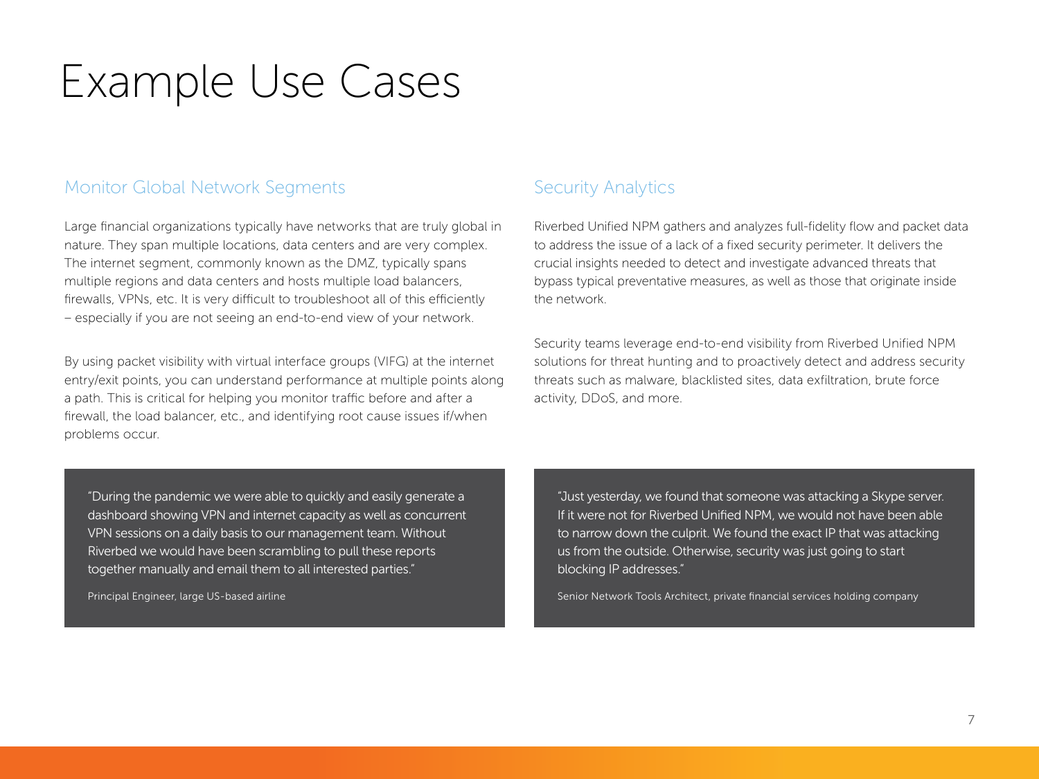# Example Use Cases

## Monitor Global Network Segments

Large financial organizations typically have networks that are truly global in nature. They span multiple locations, data centers and are very complex. The internet segment, commonly known as the DMZ, typically spans multiple regions and data centers and hosts multiple load balancers, firewalls, VPNs, etc. It is very difficult to troubleshoot all of this efficiently – especially if you are not seeing an end-to-end view of your network.

By using packet visibility with virtual interface groups (VIFG) at the internet entry/exit points, you can understand performance at multiple points along a path. This is critical for helping you monitor traffic before and after a firewall, the load balancer, etc., and identifying root cause issues if/when problems occur.

> "During the pandemic we were able to quickly and easily generate a dashboard showing VPN and internet capacity as well as concurrent VPN sessions on a daily basis to our management team. Without Riverbed we would have been scrambling to pull these reports together manually and email them to all interested parties."
>
> Principal Engineer, large US-based airline

## Security Analytics

Riverbed Unified NPM gathers and analyzes full-fidelity flow and packet data to address the issue of a lack of a fixed security perimeter. It delivers the crucial insights needed to detect and investigate advanced threats that bypass typical preventative measures, as well as those that originate inside the network.

Security teams leverage end-to-end visibility from Riverbed Unified NPM solutions for threat hunting and to proactively detect and address security threats such as malware, blacklisted sites, data exfiltration, brute force activity, DDoS, and more.

> "Just yesterday, we found that someone was attacking a Skype server. If it were not for Riverbed Unified NPM, we would not have been able to narrow down the culprit. We found the exact IP that was attacking us from the outside. Otherwise, security was just going to start blocking IP addresses."
>
> Senior Network Tools Architect, private financial services holding company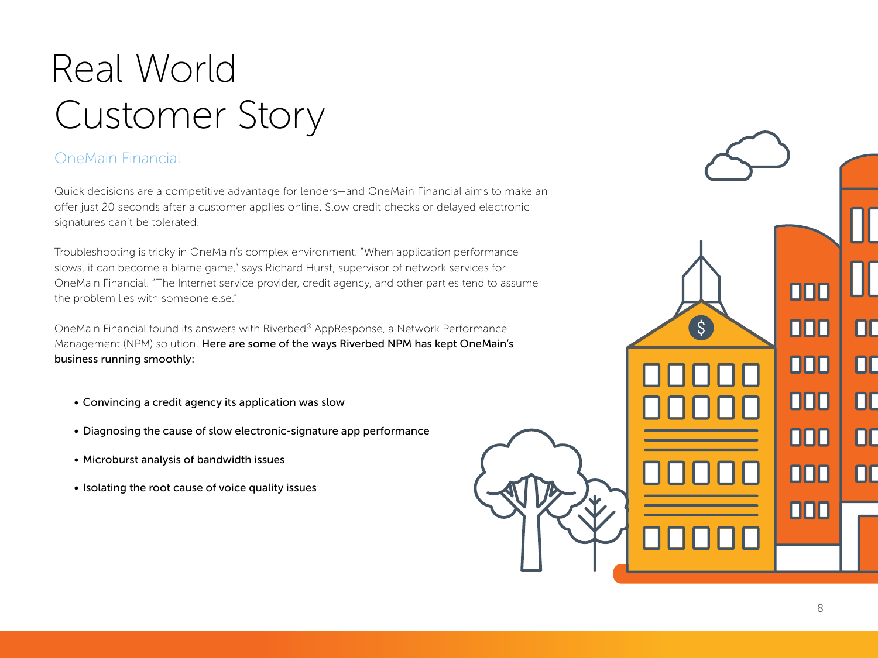# Real World Customer Story

## OneMain Financial

Quick decisions are a competitive advantage for lenders—and OneMain Financial aims to make an offer just 20 seconds after a customer applies online. Slow credit checks or delayed electronic signatures can't be tolerated.

Troubleshooting is tricky in OneMain's complex environment. "When application performance slows, it can become a blame game," says Richard Hurst, supervisor of network services for OneMain Financial. "The Internet service provider, credit agency, and other parties tend to assume the problem lies with someone else."

OneMain Financial found its answers with Riverbed® AppResponse, a Network Performance Management (NPM) solution. Here are some of the ways Riverbed NPM has kept OneMain's business running smoothly:

- Convincing a credit agency its application was slow
- Diagnosing the cause of slow electronic-signature app performance
- Microburst analysis of bandwidth issues
- Isolating the root cause of voice quality issues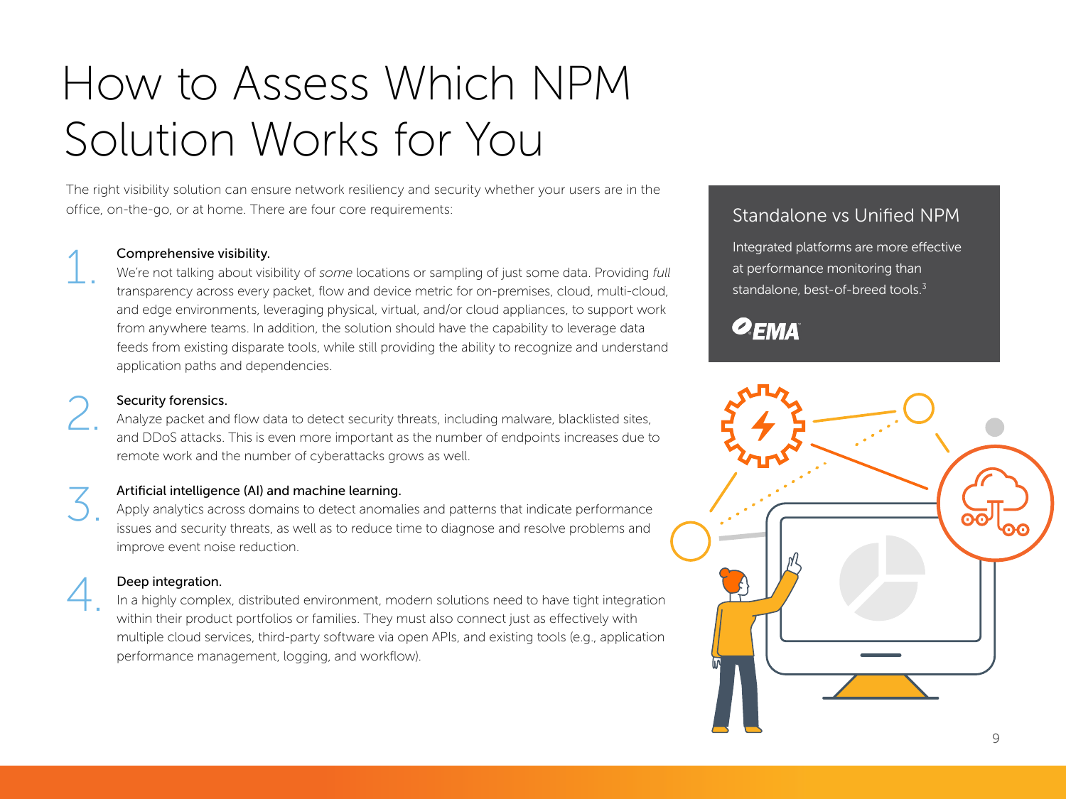# How to Assess Which NPM Solution Works for You

The right visibility solution can ensure network resiliency and security whether your users are in the office, on-the-go, or at home. There are four core requirements:

1. **Comprehensive visibility.**
   We're not talking about visibility of *some* locations or sampling of just some data. Providing *full* transparency across every packet, flow and device metric for on-premises, cloud, multi-cloud, and edge environments, leveraging physical, virtual, and/or cloud appliances, to support work from anywhere teams. In addition, the solution should have the capability to leverage data feeds from existing disparate tools, while still providing the ability to recognize and understand application paths and dependencies.

2. **Security forensics.**
   Analyze packet and flow data to detect security threats, including malware, blacklisted sites, and DDoS attacks. This is even more important as the number of endpoints increases due to remote work and the number of cyberattacks grows as well.

3. **Artificial intelligence (AI) and machine learning.**
   Apply analytics across domains to detect anomalies and patterns that indicate performance issues and security threats, as well as to reduce time to diagnose and resolve problems and improve event noise reduction.

4. **Deep integration.**
   In a highly complex, distributed environment, modern solutions need to have tight integration within their product portfolios or families. They must also connect just as effectively with multiple cloud services, third-party software via open APIs, and existing tools (e.g., application performance management, logging, and workflow).

## Standalone vs Unified NPM

Integrated platforms are more effective at performance monitoring than standalone, best-of-breed tools.[3]

EMA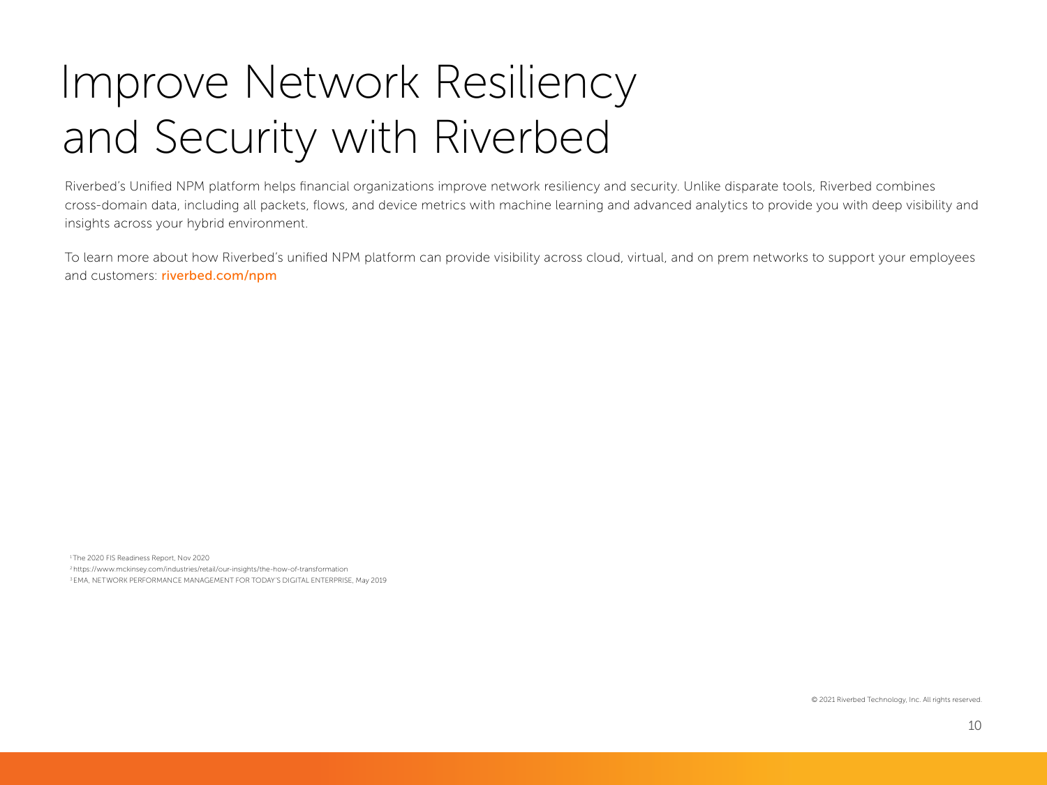# Improve Network Resiliency and Security with Riverbed

Riverbed's Unified NPM platform helps financial organizations improve network resiliency and security. Unlike disparate tools, Riverbed combines cross-domain data, including all packets, flows, and device metrics with machine learning and advanced analytics to provide you with deep visibility and insights across your hybrid environment.

To learn more about how Riverbed's unified NPM platform can provide visibility across cloud, virtual, and on prem networks to support your employees and customers: riverbed.com/npm

[1] The 2020 FIS Readiness Report, Nov 2020
[2] https://www.mckinsey.com/industries/retail/our-insights/the-how-of-transformation
[3] EMA, NETWORK PERFORMANCE MANAGEMENT FOR TODAY'S DIGITAL ENTERPRISE, May 2019

© 2021 Riverbed Technology, Inc. All rights reserved.